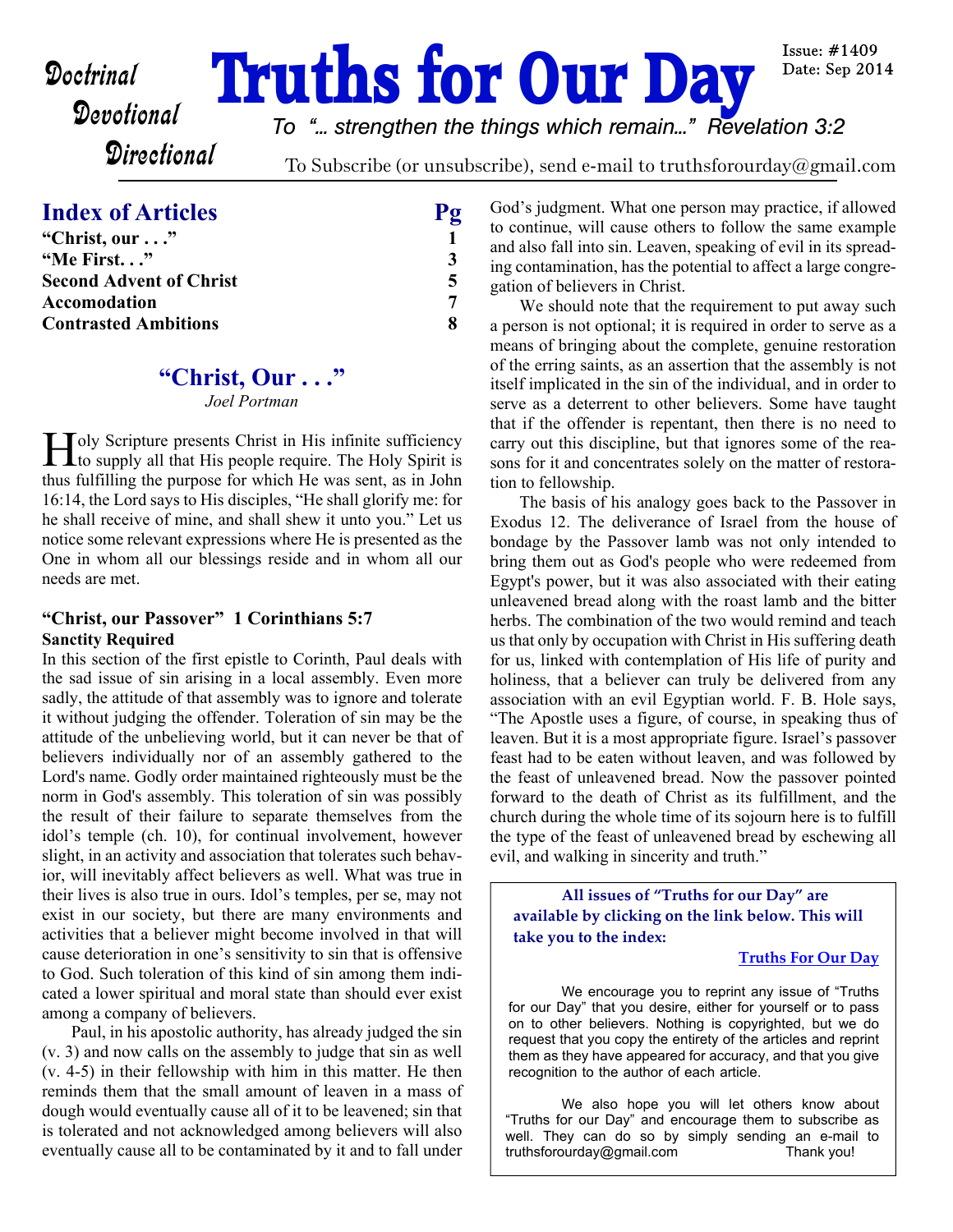Doctrinal
Devotional
Directional

# Truths for Our Day

Issue: #1409
Date: Sep 2014

*To "... strengthen the things which remain..." Revelation 3:2*

To Subscribe (or unsubscribe), send e-mail to truthsforourday@gmail.com

## Index of Articles

| Article | Pg |
|---|---|
| **"Christ, our . . ."** | **1** |
| **"Me First. . ."** | **3** |
| **Second Advent of Christ** | **5** |
| **Accomodation** | **7** |
| **Contrasted Ambitions** | **8** |

## "Christ, Our . . ."

*Joel Portman*

Holy Scripture presents Christ in His infinite sufficiency to supply all that His people require. The Holy Spirit is thus fulfilling the purpose for which He was sent, as in John 16:14, the Lord says to His disciples, "He shall glorify me: for he shall receive of mine, and shall shew it unto you." Let us notice some relevant expressions where He is presented as the One in whom all our blessings reside and in whom all our needs are met.

### "Christ, our Passover" 1 Corinthians 5:7

**Sanctity Required**

In this section of the first epistle to Corinth, Paul deals with the sad issue of sin arising in a local assembly. Even more sadly, the attitude of that assembly was to ignore and tolerate it without judging the offender. Toleration of sin may be the attitude of the unbelieving world, but it can never be that of believers individually nor of an assembly gathered to the Lord's name. Godly order maintained righteously must be the norm in God's assembly. This toleration of sin was possibly the result of their failure to separate themselves from the idol's temple (ch. 10), for continual involvement, however slight, in an activity and association that tolerates such behavior, will inevitably affect believers as well. What was true in their lives is also true in ours. Idol's temples, per se, may not exist in our society, but there are many environments and activities that a believer might become involved in that will cause deterioration in one's sensitivity to sin that is offensive to God. Such toleration of this kind of sin among them indicated a lower spiritual and moral state than should ever exist among a company of believers.

Paul, in his apostolic authority, has already judged the sin (v. 3) and now calls on the assembly to judge that sin as well (v. 4-5) in their fellowship with him in this matter. He then reminds them that the small amount of leaven in a mass of dough would eventually cause all of it to be leavened; sin that is tolerated and not acknowledged among believers will also eventually cause all to be contaminated by it and to fall under God's judgment. What one person may practice, if allowed to continue, will cause others to follow the same example and also fall into sin. Leaven, speaking of evil in its spreading contamination, has the potential to affect a large congregation of believers in Christ.

We should note that the requirement to put away such a person is not optional; it is required in order to serve as a means of bringing about the complete, genuine restoration of the erring saints, as an assertion that the assembly is not itself implicated in the sin of the individual, and in order to serve as a deterrent to other believers. Some have taught that if the offender is repentant, then there is no need to carry out this discipline, but that ignores some of the reasons for it and concentrates solely on the matter of restoration to fellowship.

The basis of his analogy goes back to the Passover in Exodus 12. The deliverance of Israel from the house of bondage by the Passover lamb was not only intended to bring them out as God's people who were redeemed from Egypt's power, but it was also associated with their eating unleavened bread along with the roast lamb and the bitter herbs. The combination of the two would remind and teach us that only by occupation with Christ in His suffering death for us, linked with contemplation of His life of purity and holiness, that a believer can truly be delivered from any association with an evil Egyptian world. F. B. Hole says, "The Apostle uses a figure, of course, in speaking thus of leaven. But it is a most appropriate figure. Israel's passover feast had to be eaten without leaven, and was followed by the feast of unleavened bread. Now the passover pointed forward to the death of Christ as its fulfillment, and the church during the whole time of its sojourn here is to fulfill the type of the feast of unleavened bread by eschewing all evil, and walking in sincerity and truth."

**All issues of "Truths for our Day" are available by clicking on the link below. This will take you to the index:**

**Truths For Our Day**

We encourage you to reprint any issue of "Truths for our Day" that you desire, either for yourself or to pass on to other believers. Nothing is copyrighted, but we do request that you copy the entirety of the articles and reprint them as they have appeared for accuracy, and that you give recognition to the author of each article.

We also hope you will let others know about "Truths for our Day" and encourage them to subscribe as well. They can do so by simply sending an e-mail to truthsforourday@gmail.com Thank you!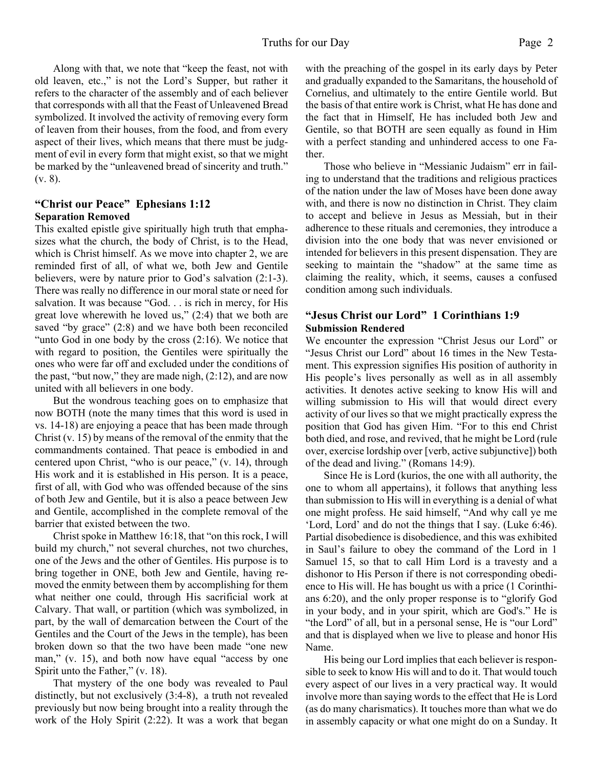Along with that, we note that "keep the feast, not with old leaven, etc.," is not the Lord's Supper, but rather it refers to the character of the assembly and of each believer that corresponds with all that the Feast of Unleavened Bread symbolized. It involved the activity of removing every form of leaven from their houses, from the food, and from every aspect of their lives, which means that there must be judgment of evil in every form that might exist, so that we might be marked by the "unleavened bread of sincerity and truth." (v. 8).

### "Christ our Peace" Ephesians 1:12
**Separation Removed**

This exalted epistle give spiritually high truth that emphasizes what the church, the body of Christ, is to the Head, which is Christ himself. As we move into chapter 2, we are reminded first of all, of what we, both Jew and Gentile believers, were by nature prior to God's salvation (2:1-3). There was really no difference in our moral state or need for salvation. It was because "God. . . is rich in mercy, for His great love wherewith he loved us," (2:4) that we both are saved "by grace" (2:8) and we have both been reconciled "unto God in one body by the cross (2:16). We notice that with regard to position, the Gentiles were spiritually the ones who were far off and excluded under the conditions of the past, "but now," they are made nigh, (2:12), and are now united with all believers in one body.

But the wondrous teaching goes on to emphasize that now BOTH (note the many times that this word is used in vs. 14-18) are enjoying a peace that has been made through Christ (v. 15) by means of the removal of the enmity that the commandments contained. That peace is embodied in and centered upon Christ, "who is our peace," (v. 14), through His work and it is established in His person. It is a peace, first of all, with God who was offended because of the sins of both Jew and Gentile, but it is also a peace between Jew and Gentile, accomplished in the complete removal of the barrier that existed between the two.

Christ spoke in Matthew 16:18, that "on this rock, I will build my church," not several churches, not two churches, one of the Jews and the other of Gentiles. His purpose is to bring together in ONE, both Jew and Gentile, having removed the enmity between them by accomplishing for them what neither one could, through His sacrificial work at Calvary. That wall, or partition (which was symbolized, in part, by the wall of demarcation between the Court of the Gentiles and the Court of the Jews in the temple), has been broken down so that the two have been made "one new man," (v. 15), and both now have equal "access by one Spirit unto the Father," (v. 18).

That mystery of the one body was revealed to Paul distinctly, but not exclusively (3:4-8), a truth not revealed previously but now being brought into a reality through the work of the Holy Spirit (2:22). It was a work that began with the preaching of the gospel in its early days by Peter and gradually expanded to the Samaritans, the household of Cornelius, and ultimately to the entire Gentile world. But the basis of that entire work is Christ, what He has done and the fact that in Himself, He has included both Jew and Gentile, so that BOTH are seen equally as found in Him with a perfect standing and unhindered access to one Father.

Those who believe in "Messianic Judaism" err in failing to understand that the traditions and religious practices of the nation under the law of Moses have been done away with, and there is now no distinction in Christ. They claim to accept and believe in Jesus as Messiah, but in their adherence to these rituals and ceremonies, they introduce a division into the one body that was never envisioned or intended for believers in this present dispensation. They are seeking to maintain the "shadow" at the same time as claiming the reality, which, it seems, causes a confused condition among such individuals.

### "Jesus Christ our Lord" 1 Corinthians 1:9
**Submission Rendered**

We encounter the expression "Christ Jesus our Lord" or "Jesus Christ our Lord" about 16 times in the New Testament. This expression signifies His position of authority in His people's lives personally as well as in all assembly activities. It denotes active seeking to know His will and willing submission to His will that would direct every activity of our lives so that we might practically express the position that God has given Him. "For to this end Christ both died, and rose, and revived, that he might be Lord (rule over, exercise lordship over [verb, active subjunctive]) both of the dead and living." (Romans 14:9).

Since He is Lord (kurios, the one with all authority, the one to whom all appertains), it follows that anything less than submission to His will in everything is a denial of what one might profess. He said himself, "And why call ye me 'Lord, Lord' and do not the things that I say. (Luke 6:46). Partial disobedience is disobedience, and this was exhibited in Saul's failure to obey the command of the Lord in 1 Samuel 15, so that to call Him Lord is a travesty and a dishonor to His Person if there is not corresponding obedience to His will. He has bought us with a price (1 Corinthians 6:20), and the only proper response is to "glorify God in your body, and in your spirit, which are God's." He is "the Lord" of all, but in a personal sense, He is "our Lord" and that is displayed when we live to please and honor His Name.

His being our Lord implies that each believer is responsible to seek to know His will and to do it. That would touch every aspect of our lives in a very practical way. It would involve more than saying words to the effect that He is Lord (as do many charismatics). It touches more than what we do in assembly capacity or what one might do on a Sunday. It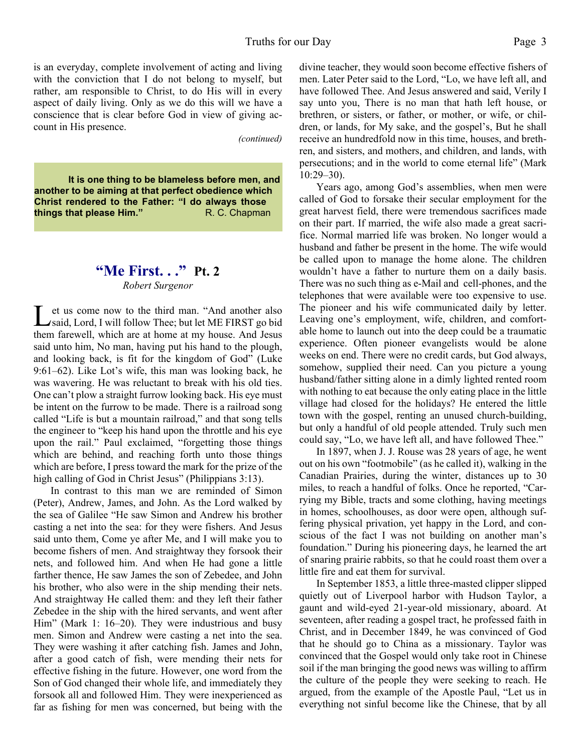is an everyday, complete involvement of acting and living with the conviction that I do not belong to myself, but rather, am responsible to Christ, to do His will in every aspect of daily living. Only as we do this will we have a conscience that is clear before God in view of giving account in His presence.

*(continued)*

> **It is one thing to be blameless before men, and another to be aiming at that perfect obedience which Christ rendered to the Father: "I do always those things that please Him."** R. C. Chapman

## "Me First. . ." Pt. 2

*Robert Surgenor*

Let us come now to the third man. "And another also said, Lord, I will follow Thee; but let ME FIRST go bid them farewell, which are at home at my house. And Jesus said unto him, No man, having put his hand to the plough, and looking back, is fit for the kingdom of God" (Luke 9:61–62). Like Lot's wife, this man was looking back, he was wavering. He was reluctant to break with his old ties. One can't plow a straight furrow looking back. His eye must be intent on the furrow to be made. There is a railroad song called "Life is but a mountain railroad," and that song tells the engineer to "keep his hand upon the throttle and his eye upon the rail." Paul exclaimed, "forgetting those things which are behind, and reaching forth unto those things which are before, I press toward the mark for the prize of the high calling of God in Christ Jesus" (Philippians 3:13).

In contrast to this man we are reminded of Simon (Peter), Andrew, James, and John. As the Lord walked by the sea of Galilee "He saw Simon and Andrew his brother casting a net into the sea: for they were fishers. And Jesus said unto them, Come ye after Me, and I will make you to become fishers of men. And straightway they forsook their nets, and followed him. And when He had gone a little farther thence, He saw James the son of Zebedee, and John his brother, who also were in the ship mending their nets. And straightway He called them: and they left their father Zebedee in the ship with the hired servants, and went after Him" (Mark 1: 16–20). They were industrious and busy men. Simon and Andrew were casting a net into the sea. They were washing it after catching fish. James and John, after a good catch of fish, were mending their nets for effective fishing in the future. However, one word from the Son of God changed their whole life, and immediately they forsook all and followed Him. They were inexperienced as far as fishing for men was concerned, but being with the divine teacher, they would soon become effective fishers of men. Later Peter said to the Lord, "Lo, we have left all, and have followed Thee. And Jesus answered and said, Verily I say unto you, There is no man that hath left house, or brethren, or sisters, or father, or mother, or wife, or children, or lands, for My sake, and the gospel's, But he shall receive an hundredfold now in this time, houses, and brethren, and sisters, and mothers, and children, and lands, with persecutions; and in the world to come eternal life" (Mark 10:29–30).

Years ago, among God's assemblies, when men were called of God to forsake their secular employment for the great harvest field, there were tremendous sacrifices made on their part. If married, the wife also made a great sacrifice. Normal married life was broken. No longer would a husband and father be present in the home. The wife would be called upon to manage the home alone. The children wouldn't have a father to nurture them on a daily basis. There was no such thing as e-Mail and cell-phones, and the telephones that were available were too expensive to use. The pioneer and his wife communicated daily by letter. Leaving one's employment, wife, children, and comfortable home to launch out into the deep could be a traumatic experience. Often pioneer evangelists would be alone weeks on end. There were no credit cards, but God always, somehow, supplied their need. Can you picture a young husband/father sitting alone in a dimly lighted rented room with nothing to eat because the only eating place in the little village had closed for the holidays? He entered the little town with the gospel, renting an unused church-building, but only a handful of old people attended. Truly such men could say, "Lo, we have left all, and have followed Thee."

In 1897, when J. J. Rouse was 28 years of age, he went out on his own "footmobile" (as he called it), walking in the Canadian Prairies, during the winter, distances up to 30 miles, to reach a handful of folks. Once he reported, "Carrying my Bible, tracts and some clothing, having meetings in homes, schoolhouses, as door were open, although suffering physical privation, yet happy in the Lord, and conscious of the fact I was not building on another man's foundation." During his pioneering days, he learned the art of snaring prairie rabbits, so that he could roast them over a little fire and eat them for survival.

In September 1853, a little three-masted clipper slipped quietly out of Liverpool harbor with Hudson Taylor, a gaunt and wild-eyed 21-year-old missionary, aboard. At seventeen, after reading a gospel tract, he professed faith in Christ, and in December 1849, he was convinced of God that he should go to China as a missionary. Taylor was convinced that the Gospel would only take root in Chinese soil if the man bringing the good news was willing to affirm the culture of the people they were seeking to reach. He argued, from the example of the Apostle Paul, "Let us in everything not sinful become like the Chinese, that by all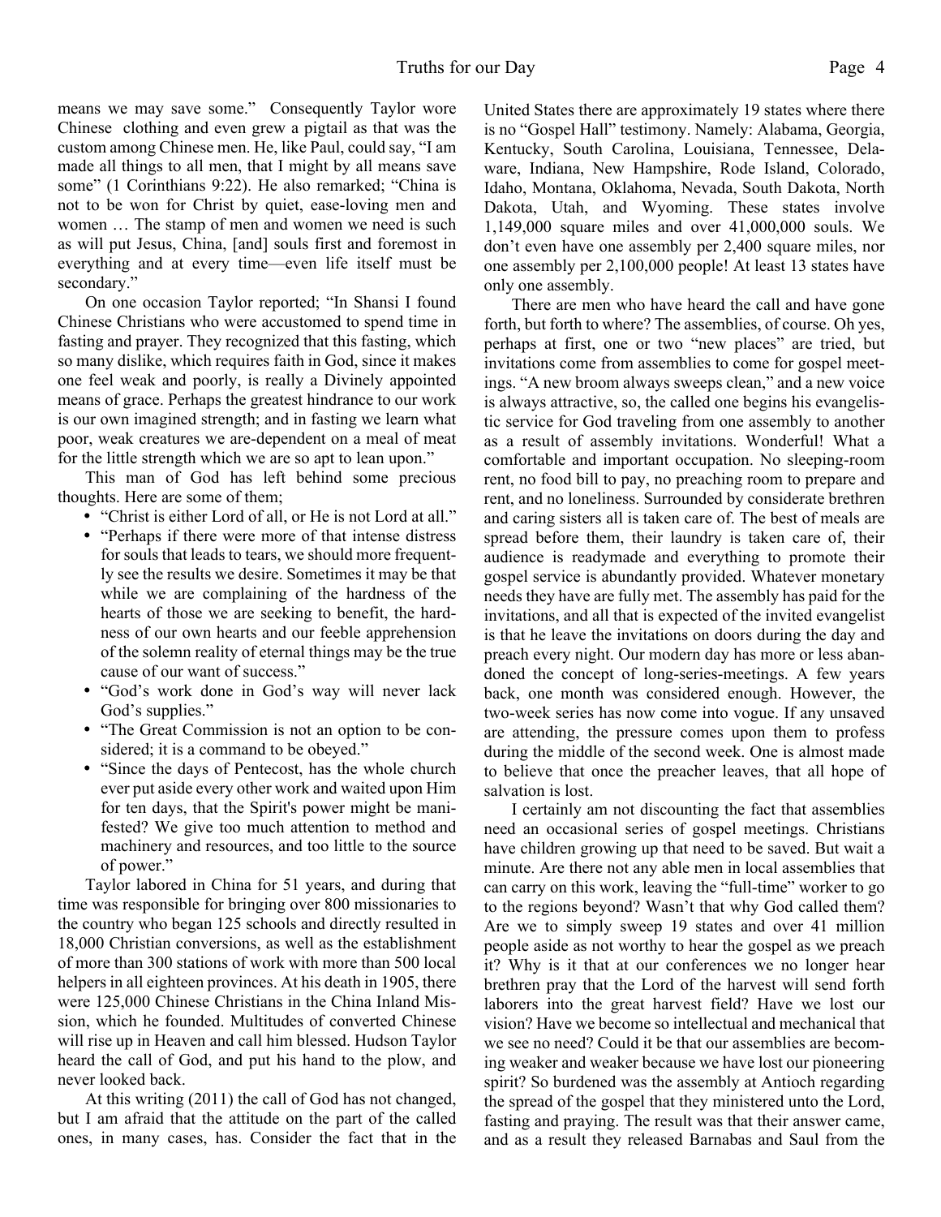means we may save some." Consequently Taylor wore Chinese clothing and even grew a pigtail as that was the custom among Chinese men. He, like Paul, could say, "I am made all things to all men, that I might by all means save some" (1 Corinthians 9:22). He also remarked; "China is not to be won for Christ by quiet, ease-loving men and women … The stamp of men and women we need is such as will put Jesus, China, [and] souls first and foremost in everything and at every time—even life itself must be secondary."

On one occasion Taylor reported; "In Shansi I found Chinese Christians who were accustomed to spend time in fasting and prayer. They recognized that this fasting, which so many dislike, which requires faith in God, since it makes one feel weak and poorly, is really a Divinely appointed means of grace. Perhaps the greatest hindrance to our work is our own imagined strength; and in fasting we learn what poor, weak creatures we are-dependent on a meal of meat for the little strength which we are so apt to lean upon."

This man of God has left behind some precious thoughts. Here are some of them;

- "Christ is either Lord of all, or He is not Lord at all."
- "Perhaps if there were more of that intense distress for souls that leads to tears, we should more frequently see the results we desire. Sometimes it may be that while we are complaining of the hardness of the hearts of those we are seeking to benefit, the hardness of our own hearts and our feeble apprehension of the solemn reality of eternal things may be the true cause of our want of success."
- "God's work done in God's way will never lack God's supplies."
- "The Great Commission is not an option to be considered; it is a command to be obeyed."
- "Since the days of Pentecost, has the whole church ever put aside every other work and waited upon Him for ten days, that the Spirit's power might be manifested? We give too much attention to method and machinery and resources, and too little to the source of power."

Taylor labored in China for 51 years, and during that time was responsible for bringing over 800 missionaries to the country who began 125 schools and directly resulted in 18,000 Christian conversions, as well as the establishment of more than 300 stations of work with more than 500 local helpers in all eighteen provinces. At his death in 1905, there were 125,000 Chinese Christians in the China Inland Mission, which he founded. Multitudes of converted Chinese will rise up in Heaven and call him blessed. Hudson Taylor heard the call of God, and put his hand to the plow, and never looked back.

At this writing (2011) the call of God has not changed, but I am afraid that the attitude on the part of the called ones, in many cases, has. Consider the fact that in the United States there are approximately 19 states where there is no "Gospel Hall" testimony. Namely: Alabama, Georgia, Kentucky, South Carolina, Louisiana, Tennessee, Delaware, Indiana, New Hampshire, Rode Island, Colorado, Idaho, Montana, Oklahoma, Nevada, South Dakota, North Dakota, Utah, and Wyoming. These states involve 1,149,000 square miles and over 41,000,000 souls. We don't even have one assembly per 2,400 square miles, nor one assembly per 2,100,000 people! At least 13 states have only one assembly.

There are men who have heard the call and have gone forth, but forth to where? The assemblies, of course. Oh yes, perhaps at first, one or two "new places" are tried, but invitations come from assemblies to come for gospel meetings. "A new broom always sweeps clean," and a new voice is always attractive, so, the called one begins his evangelistic service for God traveling from one assembly to another as a result of assembly invitations. Wonderful! What a comfortable and important occupation. No sleeping-room rent, no food bill to pay, no preaching room to prepare and rent, and no loneliness. Surrounded by considerate brethren and caring sisters all is taken care of. The best of meals are spread before them, their laundry is taken care of, their audience is readymade and everything to promote their gospel service is abundantly provided. Whatever monetary needs they have are fully met. The assembly has paid for the invitations, and all that is expected of the invited evangelist is that he leave the invitations on doors during the day and preach every night. Our modern day has more or less abandoned the concept of long-series-meetings. A few years back, one month was considered enough. However, the two-week series has now come into vogue. If any unsaved are attending, the pressure comes upon them to profess during the middle of the second week. One is almost made to believe that once the preacher leaves, that all hope of salvation is lost.

I certainly am not discounting the fact that assemblies need an occasional series of gospel meetings. Christians have children growing up that need to be saved. But wait a minute. Are there not any able men in local assemblies that can carry on this work, leaving the "full-time" worker to go to the regions beyond? Wasn't that why God called them? Are we to simply sweep 19 states and over 41 million people aside as not worthy to hear the gospel as we preach it? Why is it that at our conferences we no longer hear brethren pray that the Lord of the harvest will send forth laborers into the great harvest field? Have we lost our vision? Have we become so intellectual and mechanical that we see no need? Could it be that our assemblies are becoming weaker and weaker because we have lost our pioneering spirit? So burdened was the assembly at Antioch regarding the spread of the gospel that they ministered unto the Lord, fasting and praying. The result was that their answer came, and as a result they released Barnabas and Saul from the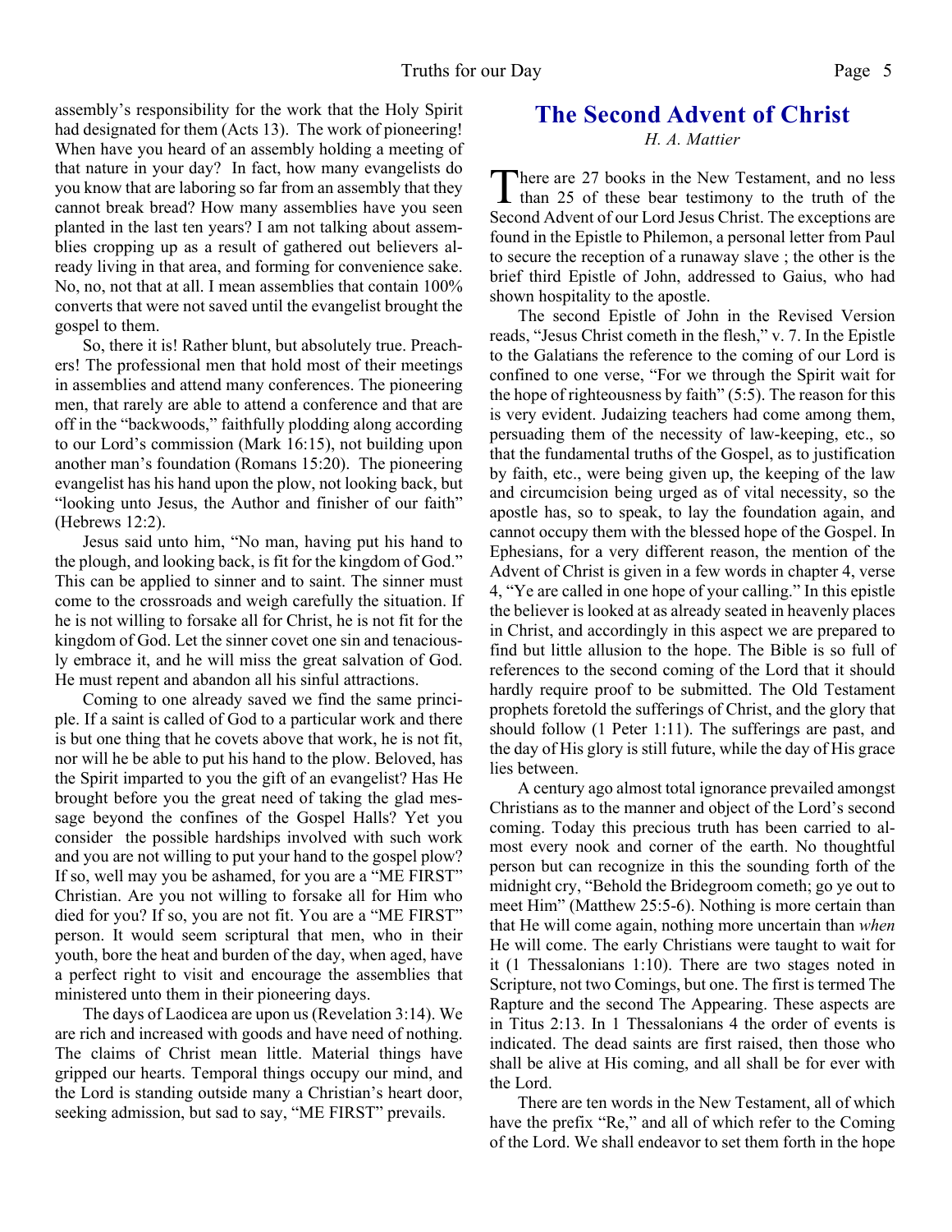assembly's responsibility for the work that the Holy Spirit had designated for them (Acts 13). The work of pioneering! When have you heard of an assembly holding a meeting of that nature in your day? In fact, how many evangelists do you know that are laboring so far from an assembly that they cannot break bread? How many assemblies have you seen planted in the last ten years? I am not talking about assemblies cropping up as a result of gathered out believers already living in that area, and forming for convenience sake. No, no, not that at all. I mean assemblies that contain 100% converts that were not saved until the evangelist brought the gospel to them.

So, there it is! Rather blunt, but absolutely true. Preachers! The professional men that hold most of their meetings in assemblies and attend many conferences. The pioneering men, that rarely are able to attend a conference and that are off in the "backwoods," faithfully plodding along according to our Lord's commission (Mark 16:15), not building upon another man's foundation (Romans 15:20). The pioneering evangelist has his hand upon the plow, not looking back, but "looking unto Jesus, the Author and finisher of our faith" (Hebrews 12:2).

Jesus said unto him, "No man, having put his hand to the plough, and looking back, is fit for the kingdom of God." This can be applied to sinner and to saint. The sinner must come to the crossroads and weigh carefully the situation. If he is not willing to forsake all for Christ, he is not fit for the kingdom of God. Let the sinner covet one sin and tenaciously embrace it, and he will miss the great salvation of God. He must repent and abandon all his sinful attractions.

Coming to one already saved we find the same principle. If a saint is called of God to a particular work and there is but one thing that he covets above that work, he is not fit, nor will he be able to put his hand to the plow. Beloved, has the Spirit imparted to you the gift of an evangelist? Has He brought before you the great need of taking the glad message beyond the confines of the Gospel Halls? Yet you consider the possible hardships involved with such work and you are not willing to put your hand to the gospel plow? If so, well may you be ashamed, for you are a "ME FIRST" Christian. Are you not willing to forsake all for Him who died for you? If so, you are not fit. You are a "ME FIRST" person. It would seem scriptural that men, who in their youth, bore the heat and burden of the day, when aged, have a perfect right to visit and encourage the assemblies that ministered unto them in their pioneering days.

The days of Laodicea are upon us (Revelation 3:14). We are rich and increased with goods and have need of nothing. The claims of Christ mean little. Material things have gripped our hearts. Temporal things occupy our mind, and the Lord is standing outside many a Christian's heart door, seeking admission, but sad to say, "ME FIRST" prevails.

## The Second Advent of Christ

*H. A. Mattier*

There are 27 books in the New Testament, and no less than 25 of these bear testimony to the truth of the Second Advent of our Lord Jesus Christ. The exceptions are found in the Epistle to Philemon, a personal letter from Paul to secure the reception of a runaway slave ; the other is the brief third Epistle of John, addressed to Gaius, who had shown hospitality to the apostle.

The second Epistle of John in the Revised Version reads, "Jesus Christ cometh in the flesh," v. 7. In the Epistle to the Galatians the reference to the coming of our Lord is confined to one verse, "For we through the Spirit wait for the hope of righteousness by faith" (5:5). The reason for this is very evident. Judaizing teachers had come among them, persuading them of the necessity of law-keeping, etc., so that the fundamental truths of the Gospel, as to justification by faith, etc., were being given up, the keeping of the law and circumcision being urged as of vital necessity, so the apostle has, so to speak, to lay the foundation again, and cannot occupy them with the blessed hope of the Gospel. In Ephesians, for a very different reason, the mention of the Advent of Christ is given in a few words in chapter 4, verse 4, "Ye are called in one hope of your calling." In this epistle the believer is looked at as already seated in heavenly places in Christ, and accordingly in this aspect we are prepared to find but little allusion to the hope. The Bible is so full of references to the second coming of the Lord that it should hardly require proof to be submitted. The Old Testament prophets foretold the sufferings of Christ, and the glory that should follow (1 Peter 1:11). The sufferings are past, and the day of His glory is still future, while the day of His grace lies between.

A century ago almost total ignorance prevailed amongst Christians as to the manner and object of the Lord's second coming. Today this precious truth has been carried to almost every nook and corner of the earth. No thoughtful person but can recognize in this the sounding forth of the midnight cry, "Behold the Bridegroom cometh; go ye out to meet Him" (Matthew 25:5-6). Nothing is more certain than that He will come again, nothing more uncertain than *when* He will come. The early Christians were taught to wait for it (1 Thessalonians 1:10). There are two stages noted in Scripture, not two Comings, but one. The first is termed The Rapture and the second The Appearing. These aspects are in Titus 2:13. In 1 Thessalonians 4 the order of events is indicated. The dead saints are first raised, then those who shall be alive at His coming, and all shall be for ever with the Lord.

There are ten words in the New Testament, all of which have the prefix "Re," and all of which refer to the Coming of the Lord. We shall endeavor to set them forth in the hope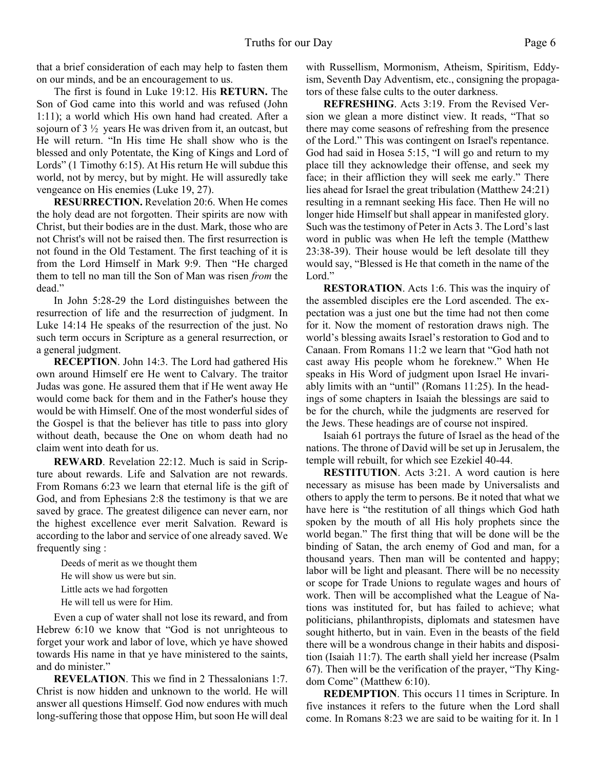that a brief consideration of each may help to fasten them on our minds, and be an encouragement to us.

The first is found in Luke 19:12. His **RETURN.** The Son of God came into this world and was refused (John 1:11); a world which His own hand had created. After a sojourn of 3 ½ years He was driven from it, an outcast, but He will return. "In His time He shall show who is the blessed and only Potentate, the King of Kings and Lord of Lords" (1 Timothy 6:15). At His return He will subdue this world, not by mercy, but by might. He will assuredly take vengeance on His enemies (Luke 19, 27).

**RESURRECTION.** Revelation 20:6. When He comes the holy dead are not forgotten. Their spirits are now with Christ, but their bodies are in the dust. Mark, those who are not Christ's will not be raised then. The first resurrection is not found in the Old Testament. The first teaching of it is from the Lord Himself in Mark 9:9. Then "He charged them to tell no man till the Son of Man was risen *from* the dead."

In John 5:28-29 the Lord distinguishes between the resurrection of life and the resurrection of judgment. In Luke 14:14 He speaks of the resurrection of the just. No such term occurs in Scripture as a general resurrection, or a general judgment.

**RECEPTION**. John 14:3. The Lord had gathered His own around Himself ere He went to Calvary. The traitor Judas was gone. He assured them that if He went away He would come back for them and in the Father's house they would be with Himself. One of the most wonderful sides of the Gospel is that the believer has title to pass into glory without death, because the One on whom death had no claim went into death for us.

**REWARD**. Revelation 22:12. Much is said in Scripture about rewards. Life and Salvation are not rewards. From Romans 6:23 we learn that eternal life is the gift of God, and from Ephesians 2:8 the testimony is that we are saved by grace. The greatest diligence can never earn, nor the highest excellence ever merit Salvation. Reward is according to the labor and service of one already saved. We frequently sing :

> Deeds of merit as we thought them
> He will show us were but sin.
> Little acts we had forgotten
> He will tell us were for Him.

Even a cup of water shall not lose its reward, and from Hebrew 6:10 we know that "God is not unrighteous to forget your work and labor of love, which ye have showed towards His name in that ye have ministered to the saints, and do minister."

**REVELATION**. This we find in 2 Thessalonians 1:7. Christ is now hidden and unknown to the world. He will answer all questions Himself. God now endures with much long-suffering those that oppose Him, but soon He will deal with Russellism, Mormonism, Atheism, Spiritism, Eddyism, Seventh Day Adventism, etc., consigning the propagators of these false cults to the outer darkness.

**REFRESHING**. Acts 3:19. From the Revised Version we glean a more distinct view. It reads, "That so there may come seasons of refreshing from the presence of the Lord." This was contingent on Israel's repentance. God had said in Hosea 5:15, "I will go and return to my place till they acknowledge their offense, and seek my face; in their affliction they will seek me early." There lies ahead for Israel the great tribulation (Matthew 24:21) resulting in a remnant seeking His face. Then He will no longer hide Himself but shall appear in manifested glory. Such was the testimony of Peter in Acts 3. The Lord's last word in public was when He left the temple (Matthew 23:38-39). Their house would be left desolate till they would say, "Blessed is He that cometh in the name of the Lord."

**RESTORATION**. Acts 1:6. This was the inquiry of the assembled disciples ere the Lord ascended. The expectation was a just one but the time had not then come for it. Now the moment of restoration draws nigh. The world's blessing awaits Israel's restoration to God and to Canaan. From Romans 11:2 we learn that "God hath not cast away His people whom he foreknew." When He speaks in His Word of judgment upon Israel He invariably limits with an "until" (Romans 11:25). In the headings of some chapters in Isaiah the blessings are said to be for the church, while the judgments are reserved for the Jews. These headings are of course not inspired.

Isaiah 61 portrays the future of Israel as the head of the nations. The throne of David will be set up in Jerusalem, the temple will rebuilt, for which see Ezekiel 40-44.

**RESTITUTION**. Acts 3:21. A word caution is here necessary as misuse has been made by Universalists and others to apply the term to persons. Be it noted that what we have here is "the restitution of all things which God hath spoken by the mouth of all His holy prophets since the world began." The first thing that will be done will be the binding of Satan, the arch enemy of God and man, for a thousand years. Then man will be contented and happy; labor will be light and pleasant. There will be no necessity or scope for Trade Unions to regulate wages and hours of work. Then will be accomplished what the League of Nations was instituted for, but has failed to achieve; what politicians, philanthropists, diplomats and statesmen have sought hitherto, but in vain. Even in the beasts of the field there will be a wondrous change in their habits and disposition (Isaiah 11:7). The earth shall yield her increase (Psalm 67). Then will be the verification of the prayer, "Thy Kingdom Come" (Matthew 6:10).

**REDEMPTION**. This occurs 11 times in Scripture. In five instances it refers to the future when the Lord shall come. In Romans 8:23 we are said to be waiting for it. In 1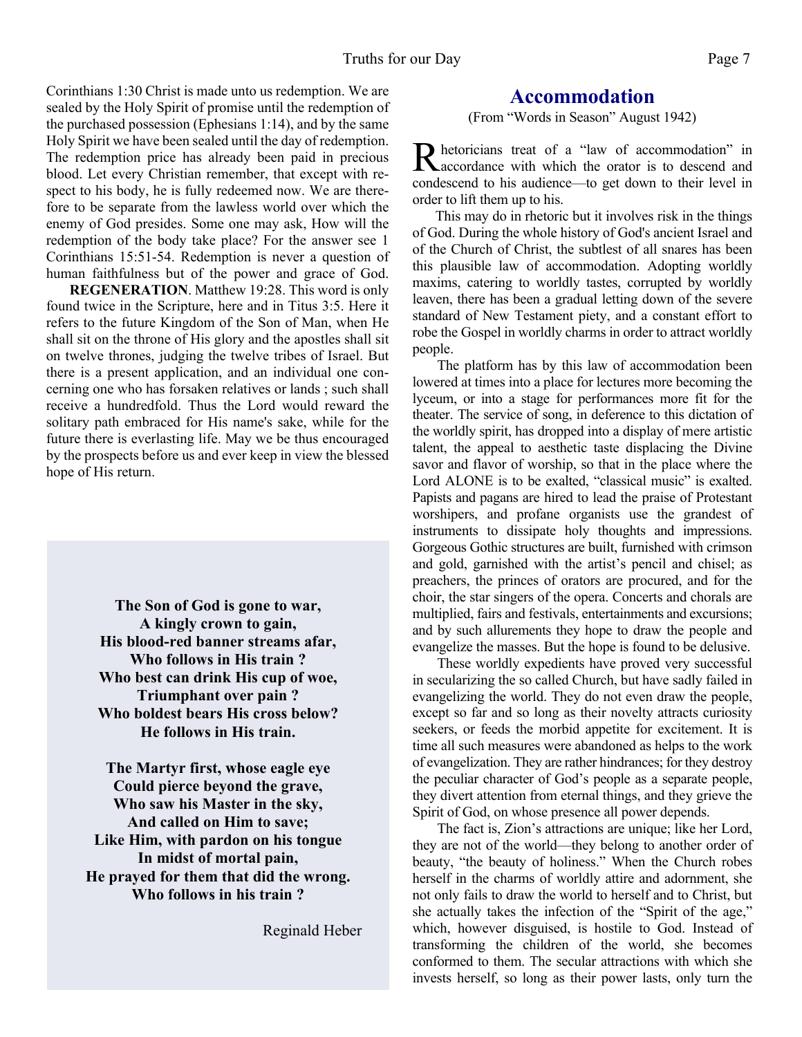Corinthians 1:30 Christ is made unto us redemption. We are sealed by the Holy Spirit of promise until the redemption of the purchased possession (Ephesians 1:14), and by the same Holy Spirit we have been sealed until the day of redemption. The redemption price has already been paid in precious blood. Let every Christian remember, that except with respect to his body, he is fully redeemed now. We are therefore to be separate from the lawless world over which the enemy of God presides. Some one may ask, How will the redemption of the body take place? For the answer see 1 Corinthians 15:51-54. Redemption is never a question of human faithfulness but of the power and grace of God.

**REGENERATION**. Matthew 19:28. This word is only found twice in the Scripture, here and in Titus 3:5. Here it refers to the future Kingdom of the Son of Man, when He shall sit on the throne of His glory and the apostles shall sit on twelve thrones, judging the twelve tribes of Israel. But there is a present application, and an individual one concerning one who has forsaken relatives or lands ; such shall receive a hundredfold. Thus the Lord would reward the solitary path embraced for His name's sake, while for the future there is everlasting life. May we be thus encouraged by the prospects before us and ever keep in view the blessed hope of His return.

**The Son of God is gone to war,**
**A kingly crown to gain,**
**His blood-red banner streams afar,**
**Who follows in His train ?**
**Who best can drink His cup of woe,**
**Triumphant over pain ?**
**Who boldest bears His cross below?**
**He follows in His train.**

**The Martyr first, whose eagle eye**
**Could pierce beyond the grave,**
**Who saw his Master in the sky,**
**And called on Him to save;**
**Like Him, with pardon on his tongue**
**In midst of mortal pain,**
**He prayed for them that did the wrong.**
**Who follows in his train ?**

Reginald Heber

## Accommodation

(From "Words in Season" August 1942)

Rhetoricians treat of a "law of accommodation" in accordance with which the orator is to descend and condescend to his audience—to get down to their level in order to lift them up to his.

This may do in rhetoric but it involves risk in the things of God. During the whole history of God's ancient Israel and of the Church of Christ, the subtlest of all snares has been this plausible law of accommodation. Adopting worldly maxims, catering to worldly tastes, corrupted by worldly leaven, there has been a gradual letting down of the severe standard of New Testament piety, and a constant effort to robe the Gospel in worldly charms in order to attract worldly people.

The platform has by this law of accommodation been lowered at times into a place for lectures more becoming the lyceum, or into a stage for performances more fit for the theater. The service of song, in deference to this dictation of the worldly spirit, has dropped into a display of mere artistic talent, the appeal to aesthetic taste displacing the Divine savor and flavor of worship, so that in the place where the Lord ALONE is to be exalted, "classical music" is exalted. Papists and pagans are hired to lead the praise of Protestant worshipers, and profane organists use the grandest of instruments to dissipate holy thoughts and impressions. Gorgeous Gothic structures are built, furnished with crimson and gold, garnished with the artist's pencil and chisel; as preachers, the princes of orators are procured, and for the choir, the star singers of the opera. Concerts and chorals are multiplied, fairs and festivals, entertainments and excursions; and by such allurements they hope to draw the people and evangelize the masses. But the hope is found to be delusive.

These worldly expedients have proved very successful in secularizing the so called Church, but have sadly failed in evangelizing the world. They do not even draw the people, except so far and so long as their novelty attracts curiosity seekers, or feeds the morbid appetite for excitement. It is time all such measures were abandoned as helps to the work of evangelization. They are rather hindrances; for they destroy the peculiar character of God's people as a separate people, they divert attention from eternal things, and they grieve the Spirit of God, on whose presence all power depends.

The fact is, Zion's attractions are unique; like her Lord, they are not of the world—they belong to another order of beauty, "the beauty of holiness." When the Church robes herself in the charms of worldly attire and adornment, she not only fails to draw the world to herself and to Christ, but she actually takes the infection of the "Spirit of the age," which, however disguised, is hostile to God. Instead of transforming the children of the world, she becomes conformed to them. The secular attractions with which she invests herself, so long as their power lasts, only turn the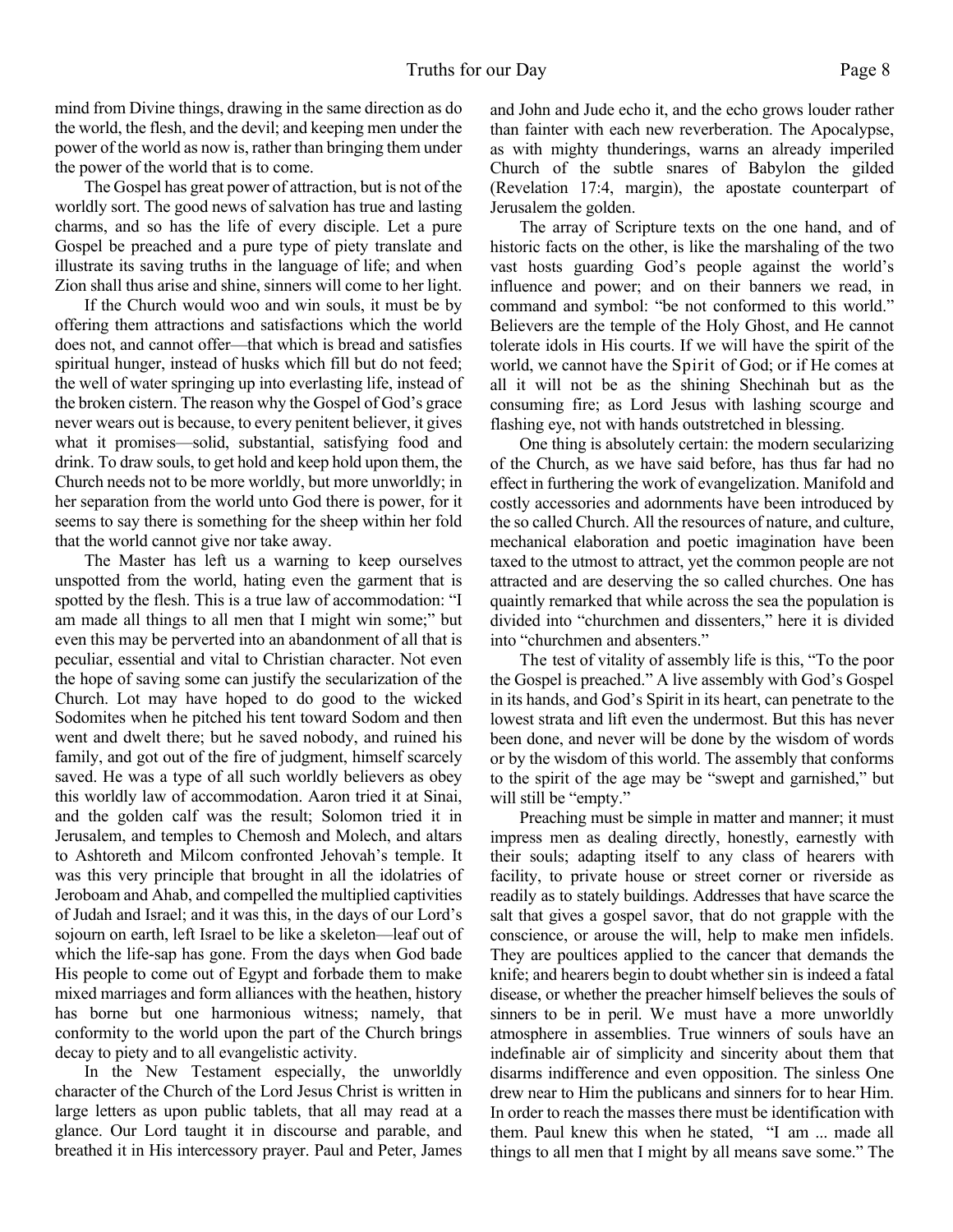mind from Divine things, drawing in the same direction as do the world, the flesh, and the devil; and keeping men under the power of the world as now is, rather than bringing them under the power of the world that is to come.

The Gospel has great power of attraction, but is not of the worldly sort. The good news of salvation has true and lasting charms, and so has the life of every disciple. Let a pure Gospel be preached and a pure type of piety translate and illustrate its saving truths in the language of life; and when Zion shall thus arise and shine, sinners will come to her light.

If the Church would woo and win souls, it must be by offering them attractions and satisfactions which the world does not, and cannot offer—that which is bread and satisfies spiritual hunger, instead of husks which fill but do not feed; the well of water springing up into everlasting life, instead of the broken cistern. The reason why the Gospel of God's grace never wears out is because, to every penitent believer, it gives what it promises—solid, substantial, satisfying food and drink. To draw souls, to get hold and keep hold upon them, the Church needs not to be more worldly, but more unworldly; in her separation from the world unto God there is power, for it seems to say there is something for the sheep within her fold that the world cannot give nor take away.

The Master has left us a warning to keep ourselves unspotted from the world, hating even the garment that is spotted by the flesh. This is a true law of accommodation: "I am made all things to all men that I might win some;" but even this may be perverted into an abandonment of all that is peculiar, essential and vital to Christian character. Not even the hope of saving some can justify the secularization of the Church. Lot may have hoped to do good to the wicked Sodomites when he pitched his tent toward Sodom and then went and dwelt there; but he saved nobody, and ruined his family, and got out of the fire of judgment, himself scarcely saved. He was a type of all such worldly believers as obey this worldly law of accommodation. Aaron tried it at Sinai, and the golden calf was the result; Solomon tried it in Jerusalem, and temples to Chemosh and Molech, and altars to Ashtoreth and Milcom confronted Jehovah's temple. It was this very principle that brought in all the idolatries of Jeroboam and Ahab, and compelled the multiplied captivities of Judah and Israel; and it was this, in the days of our Lord's sojourn on earth, left Israel to be like a skeleton—leaf out of which the life-sap has gone. From the days when God bade His people to come out of Egypt and forbade them to make mixed marriages and form alliances with the heathen, history has borne but one harmonious witness; namely, that conformity to the world upon the part of the Church brings decay to piety and to all evangelistic activity.

In the New Testament especially, the unworldly character of the Church of the Lord Jesus Christ is written in large letters as upon public tablets, that all may read at a glance. Our Lord taught it in discourse and parable, and breathed it in His intercessory prayer. Paul and Peter, James and John and Jude echo it, and the echo grows louder rather than fainter with each new reverberation. The Apocalypse, as with mighty thunderings, warns an already imperiled Church of the subtle snares of Babylon the gilded (Revelation 17:4, margin), the apostate counterpart of Jerusalem the golden.

The array of Scripture texts on the one hand, and of historic facts on the other, is like the marshaling of the two vast hosts guarding God's people against the world's influence and power; and on their banners we read, in command and symbol: "be not conformed to this world." Believers are the temple of the Holy Ghost, and He cannot tolerate idols in His courts. If we will have the spirit of the world, we cannot have the Spirit of God; or if He comes at all it will not be as the shining Shechinah but as the consuming fire; as Lord Jesus with lashing scourge and flashing eye, not with hands outstretched in blessing.

One thing is absolutely certain: the modern secularizing of the Church, as we have said before, has thus far had no effect in furthering the work of evangelization. Manifold and costly accessories and adornments have been introduced by the so called Church. All the resources of nature, and culture, mechanical elaboration and poetic imagination have been taxed to the utmost to attract, yet the common people are not attracted and are deserving the so called churches. One has quaintly remarked that while across the sea the population is divided into "churchmen and dissenters," here it is divided into "churchmen and absenters."

The test of vitality of assembly life is this, "To the poor the Gospel is preached." A live assembly with God's Gospel in its hands, and God's Spirit in its heart, can penetrate to the lowest strata and lift even the undermost. But this has never been done, and never will be done by the wisdom of words or by the wisdom of this world. The assembly that conforms to the spirit of the age may be "swept and garnished," but will still be "empty."

Preaching must be simple in matter and manner; it must impress men as dealing directly, honestly, earnestly with their souls; adapting itself to any class of hearers with facility, to private house or street corner or riverside as readily as to stately buildings. Addresses that have scarce the salt that gives a gospel savor, that do not grapple with the conscience, or arouse the will, help to make men infidels. They are poultices applied to the cancer that demands the knife; and hearers begin to doubt whether sin is indeed a fatal disease, or whether the preacher himself believes the souls of sinners to be in peril. We must have a more unworldly atmosphere in assemblies. True winners of souls have an indefinable air of simplicity and sincerity about them that disarms indifference and even opposition. The sinless One drew near to Him the publicans and sinners for to hear Him. In order to reach the masses there must be identification with them. Paul knew this when he stated, "I am ... made all things to all men that I might by all means save some." The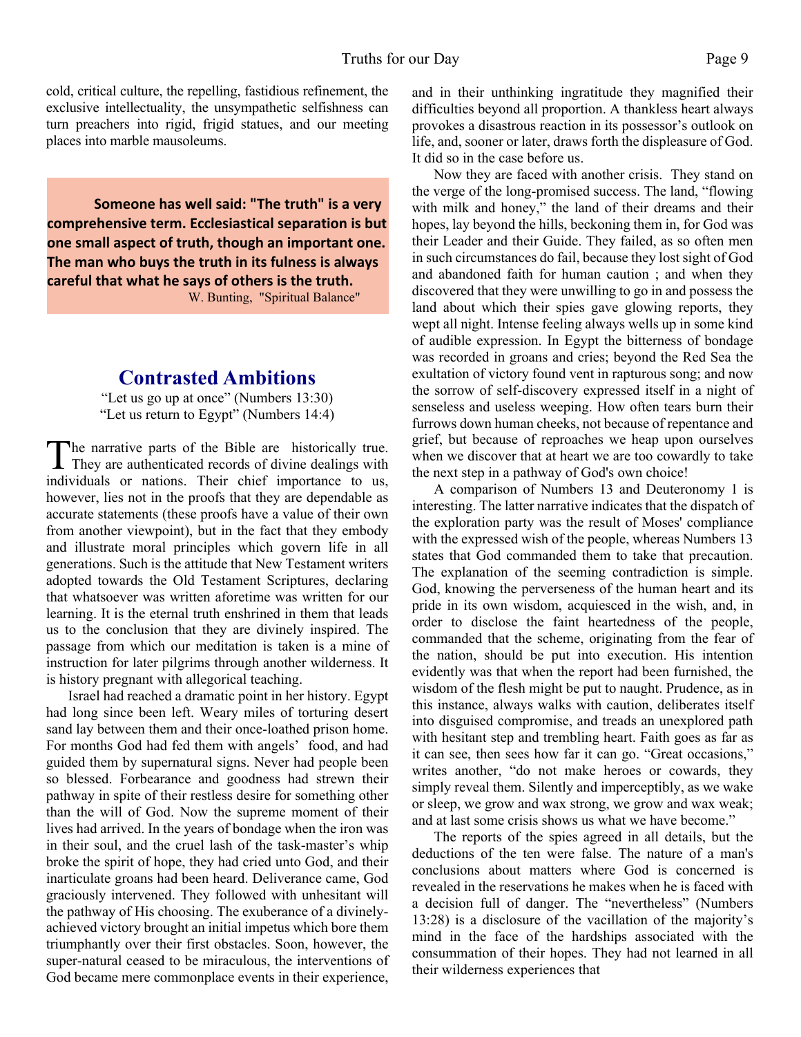cold, critical culture, the repelling, fastidious refinement, the exclusive intellectuality, the unsympathetic selfishness can turn preachers into rigid, frigid statues, and our meeting places into marble mausoleums.

> **Someone has well said: "The truth" is a very comprehensive term. Ecclesiastical separation is but one small aspect of truth, though an important one. The man who buys the truth in its fulness is always careful that what he says of others is the truth.**
>
> W. Bunting, "Spiritual Balance"

## Contrasted Ambitions

"Let us go up at once" (Numbers 13:30)
"Let us return to Egypt" (Numbers 14:4)

The narrative parts of the Bible are historically true. They are authenticated records of divine dealings with individuals or nations. Their chief importance to us, however, lies not in the proofs that they are dependable as accurate statements (these proofs have a value of their own from another viewpoint), but in the fact that they embody and illustrate moral principles which govern life in all generations. Such is the attitude that New Testament writers adopted towards the Old Testament Scriptures, declaring that whatsoever was written aforetime was written for our learning. It is the eternal truth enshrined in them that leads us to the conclusion that they are divinely inspired. The passage from which our meditation is taken is a mine of instruction for later pilgrims through another wilderness. It is history pregnant with allegorical teaching.

Israel had reached a dramatic point in her history. Egypt had long since been left. Weary miles of torturing desert sand lay between them and their once-loathed prison home. For months God had fed them with angels' food, and had guided them by supernatural signs. Never had people been so blessed. Forbearance and goodness had strewn their pathway in spite of their restless desire for something other than the will of God. Now the supreme moment of their lives had arrived. In the years of bondage when the iron was in their soul, and the cruel lash of the task-master's whip broke the spirit of hope, they had cried unto God, and their inarticulate groans had been heard. Deliverance came, God graciously intervened. They followed with unhesitant will the pathway of His choosing. The exuberance of a divinely-achieved victory brought an initial impetus which bore them triumphantly over their first obstacles. Soon, however, the super-natural ceased to be miraculous, the interventions of God became mere commonplace events in their experience, and in their unthinking ingratitude they magnified their difficulties beyond all proportion. A thankless heart always provokes a disastrous reaction in its possessor's outlook on life, and, sooner or later, draws forth the displeasure of God. It did so in the case before us.

Now they are faced with another crisis. They stand on the verge of the long-promised success. The land, "flowing with milk and honey," the land of their dreams and their hopes, lay beyond the hills, beckoning them in, for God was their Leader and their Guide. They failed, as so often men in such circumstances do fail, because they lost sight of God and abandoned faith for human caution ; and when they discovered that they were unwilling to go in and possess the land about which their spies gave glowing reports, they wept all night. Intense feeling always wells up in some kind of audible expression. In Egypt the bitterness of bondage was recorded in groans and cries; beyond the Red Sea the exultation of victory found vent in rapturous song; and now the sorrow of self-discovery expressed itself in a night of senseless and useless weeping. How often tears burn their furrows down human cheeks, not because of repentance and grief, but because of reproaches we heap upon ourselves when we discover that at heart we are too cowardly to take the next step in a pathway of God's own choice!

A comparison of Numbers 13 and Deuteronomy 1 is interesting. The latter narrative indicates that the dispatch of the exploration party was the result of Moses' compliance with the expressed wish of the people, whereas Numbers 13 states that God commanded them to take that precaution. The explanation of the seeming contradiction is simple. God, knowing the perverseness of the human heart and its pride in its own wisdom, acquiesced in the wish, and, in order to disclose the faint heartedness of the people, commanded that the scheme, originating from the fear of the nation, should be put into execution. His intention evidently was that when the report had been furnished, the wisdom of the flesh might be put to naught. Prudence, as in this instance, always walks with caution, deliberates itself into disguised compromise, and treads an unexplored path with hesitant step and trembling heart. Faith goes as far as it can see, then sees how far it can go. "Great occasions," writes another, "do not make heroes or cowards, they simply reveal them. Silently and imperceptibly, as we wake or sleep, we grow and wax strong, we grow and wax weak; and at last some crisis shows us what we have become."

The reports of the spies agreed in all details, but the deductions of the ten were false. The nature of a man's conclusions about matters where God is concerned is revealed in the reservations he makes when he is faced with a decision full of danger. The "nevertheless" (Numbers 13:28) is a disclosure of the vacillation of the majority's mind in the face of the hardships associated with the consummation of their hopes. They had not learned in all their wilderness experiences that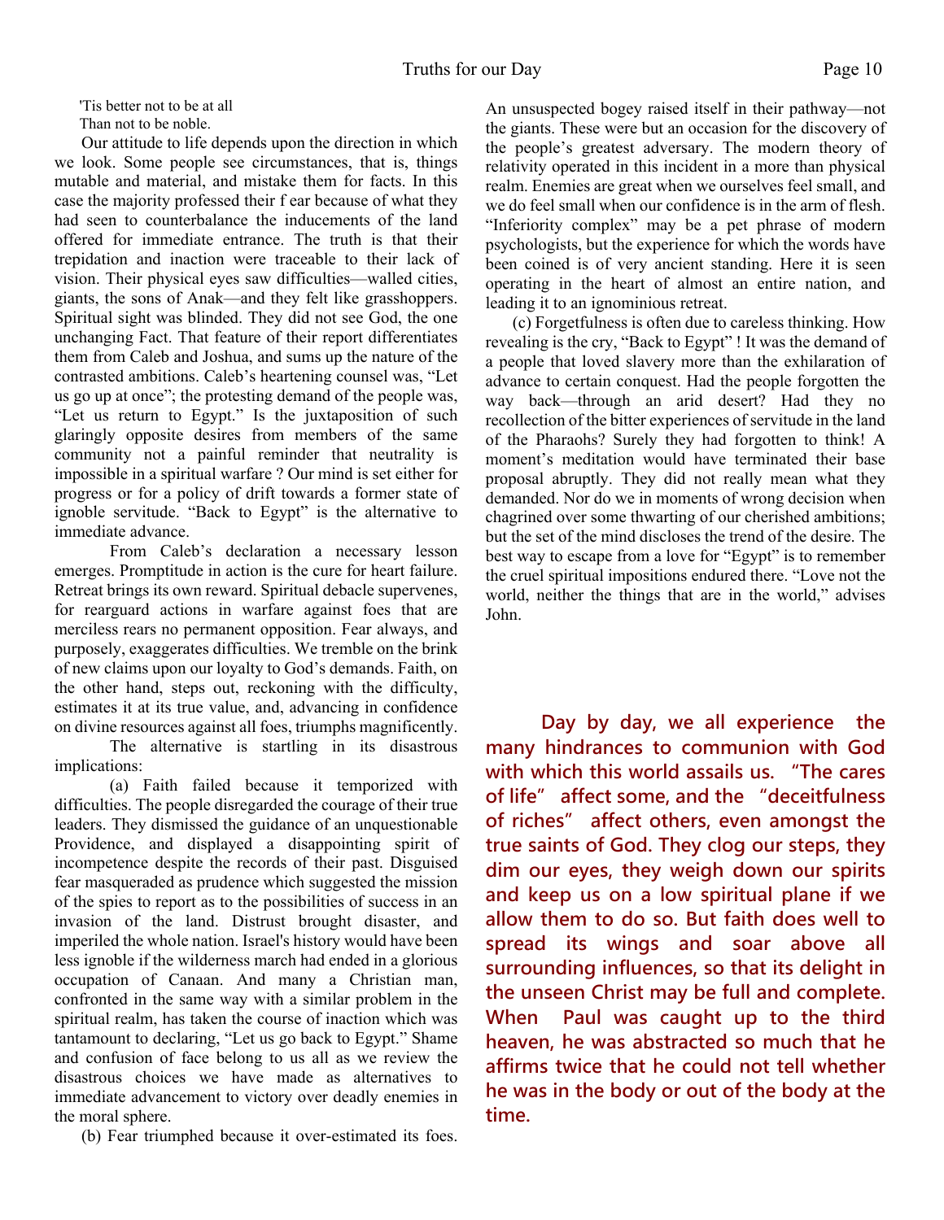'Tis better not to be at all
Than not to be noble.

Our attitude to life depends upon the direction in which we look. Some people see circumstances, that is, things mutable and material, and mistake them for facts. In this case the majority professed their f ear because of what they had seen to counterbalance the inducements of the land offered for immediate entrance. The truth is that their trepidation and inaction were traceable to their lack of vision. Their physical eyes saw difficulties—walled cities, giants, the sons of Anak—and they felt like grasshoppers. Spiritual sight was blinded. They did not see God, the one unchanging Fact. That feature of their report differentiates them from Caleb and Joshua, and sums up the nature of the contrasted ambitions. Caleb's heartening counsel was, "Let us go up at once"; the protesting demand of the people was, "Let us return to Egypt." Is the juxtaposition of such glaringly opposite desires from members of the same community not a painful reminder that neutrality is impossible in a spiritual warfare ? Our mind is set either for progress or for a policy of drift towards a former state of ignoble servitude. "Back to Egypt" is the alternative to immediate advance.

From Caleb's declaration a necessary lesson emerges. Promptitude in action is the cure for heart failure. Retreat brings its own reward. Spiritual debacle supervenes, for rearguard actions in warfare against foes that are merciless rears no permanent opposition. Fear always, and purposely, exaggerates difficulties. We tremble on the brink of new claims upon our loyalty to God's demands. Faith, on the other hand, steps out, reckoning with the difficulty, estimates it at its true value, and, advancing in confidence on divine resources against all foes, triumphs magnificently.

The alternative is startling in its disastrous implications:

(a) Faith failed because it temporized with difficulties. The people disregarded the courage of their true leaders. They dismissed the guidance of an unquestionable Providence, and displayed a disappointing spirit of incompetence despite the records of their past. Disguised fear masqueraded as prudence which suggested the mission of the spies to report as to the possibilities of success in an invasion of the land. Distrust brought disaster, and imperiled the whole nation. Israel's history would have been less ignoble if the wilderness march had ended in a glorious occupation of Canaan. And many a Christian man, confronted in the same way with a similar problem in the spiritual realm, has taken the course of inaction which was tantamount to declaring, "Let us go back to Egypt." Shame and confusion of face belong to us all as we review the disastrous choices we have made as alternatives to immediate advancement to victory over deadly enemies in the moral sphere.

(b) Fear triumphed because it over-estimated its foes. An unsuspected bogey raised itself in their pathway—not the giants. These were but an occasion for the discovery of the people's greatest adversary. The modern theory of relativity operated in this incident in a more than physical realm. Enemies are great when we ourselves feel small, and we do feel small when our confidence is in the arm of flesh. "Inferiority complex" may be a pet phrase of modern psychologists, but the experience for which the words have been coined is of very ancient standing. Here it is seen operating in the heart of almost an entire nation, and leading it to an ignominious retreat.

(c) Forgetfulness is often due to careless thinking. How revealing is the cry, "Back to Egypt" ! It was the demand of a people that loved slavery more than the exhilaration of advance to certain conquest. Had the people forgotten the way back—through an arid desert? Had they no recollection of the bitter experiences of servitude in the land of the Pharaohs? Surely they had forgotten to think! A moment's meditation would have terminated their base proposal abruptly. They did not really mean what they demanded. Nor do we in moments of wrong decision when chagrined over some thwarting of our cherished ambitions; but the set of the mind discloses the trend of the desire. The best way to escape from a love for "Egypt" is to remember the cruel spiritual impositions endured there. "Love not the world, neither the things that are in the world," advises John.

**Day by day, we all experience the many hindrances to communion with God with which this world assails us. "The cares of life" affect some, and the "deceitfulness of riches" affect others, even amongst the true saints of God. They clog our steps, they dim our eyes, they weigh down our spirits and keep us on a low spiritual plane if we allow them to do so. But faith does well to spread its wings and soar above all surrounding influences, so that its delight in the unseen Christ may be full and complete. When Paul was caught up to the third heaven, he was abstracted so much that he affirms twice that he could not tell whether he was in the body or out of the body at the time.**